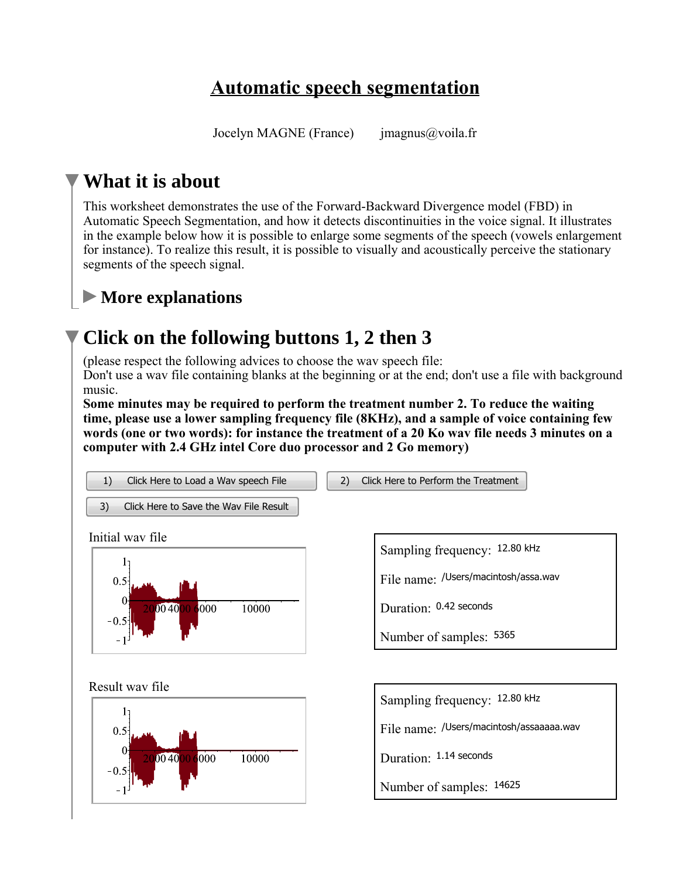# Automatic speech segmentation

Jocelyn MAGNE (France) jmagnus@voila.fr

## What it is about

This worksheet demonstrates the use of the Forward-Backward Divergence model (FBD) in Automatic Speech Segmentation, and how it detects discontinuities in the voice signal. It illustrates in the example below how it is possible to enlarge some segments of the speech (vowels enlargement for instance). To realize this result, it is possible to visually and acoustically perceive the stationary segments of the speech signal.

### More explanations

## Click on the following buttons 1, 2 then 3

(please respect the following advices to choose the wav speech file:
Don't use a wav file containing blanks at the beginning or at the end; don't use a file with background music.
**Some minutes may be required to perform the treatment number 2. To reduce the waiting time, please use a lower sampling frequency file (8KHz), and a sample of voice containing few words (one or two words): for instance the treatment of a 20 Ko wav file needs 3 minutes on a computer with 2.4 GHz intel Core duo processor and 2 Go memory)**

1) Click Here to Load a Wav speech File

2) Click Here to Perform the Treatment

3) Click Here to Save the Wav File Result

Initial wav file

Sampling frequency: 12.80 kHz

File name: /Users/macintosh/assa.wav

Duration: 0.42 seconds

Number of samples: 5365

Result wav file

Sampling frequency: 12.80 kHz

File name: /Users/macintosh/assaaaaa.wav

Duration: 1.14 seconds

Number of samples: 14625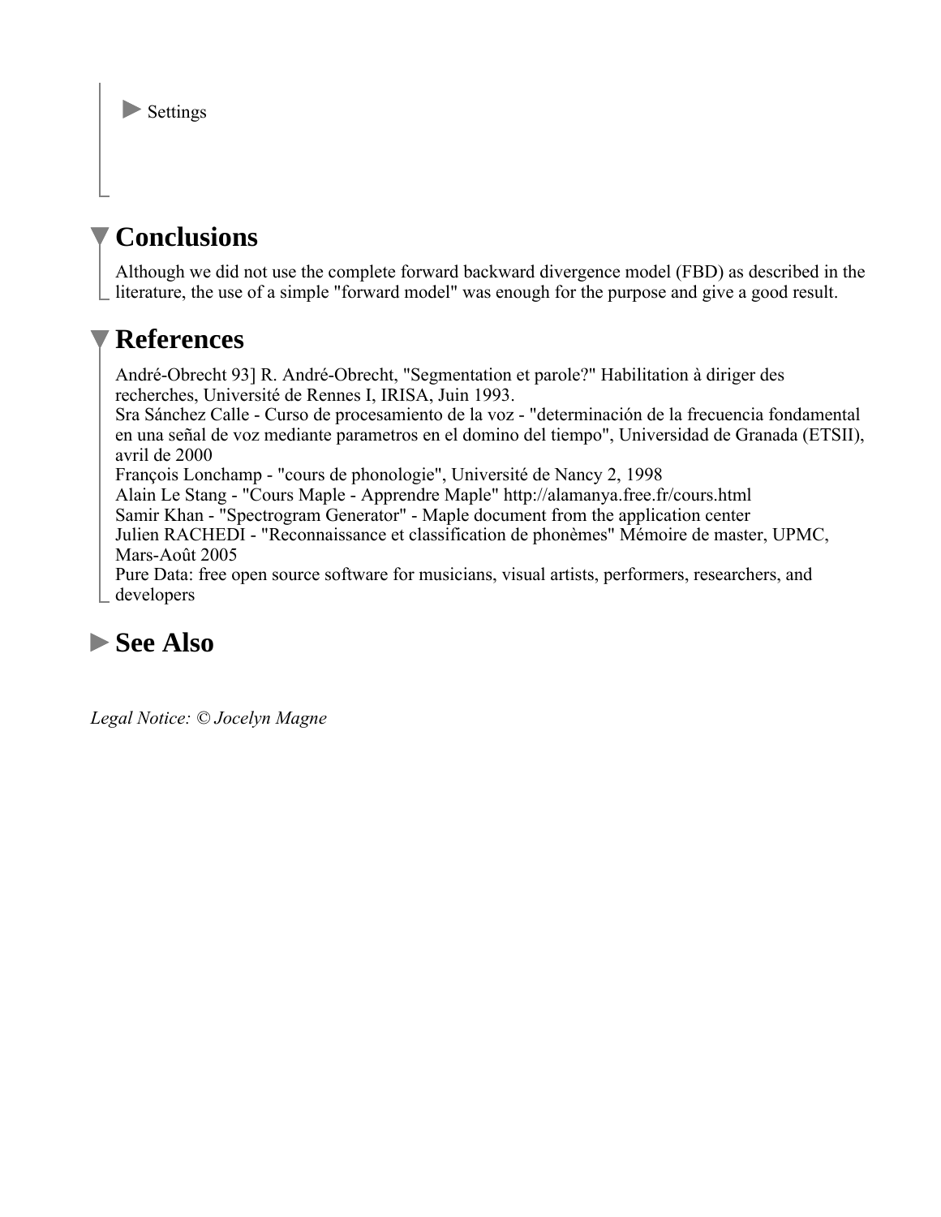► Settings

## Conclusions

Although we did not use the complete forward backward divergence model (FBD) as described in the literature, the use of a simple "forward model" was enough for the purpose and give a good result.

## References

André-Obrecht 93] R. André-Obrecht, "Segmentation et parole?" Habilitation à diriger des recherches, Université de Rennes I, IRISA, Juin 1993.
Sra Sánchez Calle - Curso de procesamiento de la voz - "determinación de la frecuencia fondamental en una señal de voz mediante parametros en el domino del tiempo", Universidad de Granada (ETSII), avril de 2000
François Lonchamp - "cours de phonologie", Université de Nancy 2, 1998
Alain Le Stang - "Cours Maple - Apprendre Maple" http://alamanya.free.fr/cours.html
Samir Khan - "Spectrogram Generator" - Maple document from the application center
Julien RACHEDI - "Reconnaissance et classification de phonèmes" Mémoire de master, UPMC, Mars-Août 2005
Pure Data: free open source software for musicians, visual artists, performers, researchers, and developers

## See Also

*Legal Notice: © Jocelyn Magne*